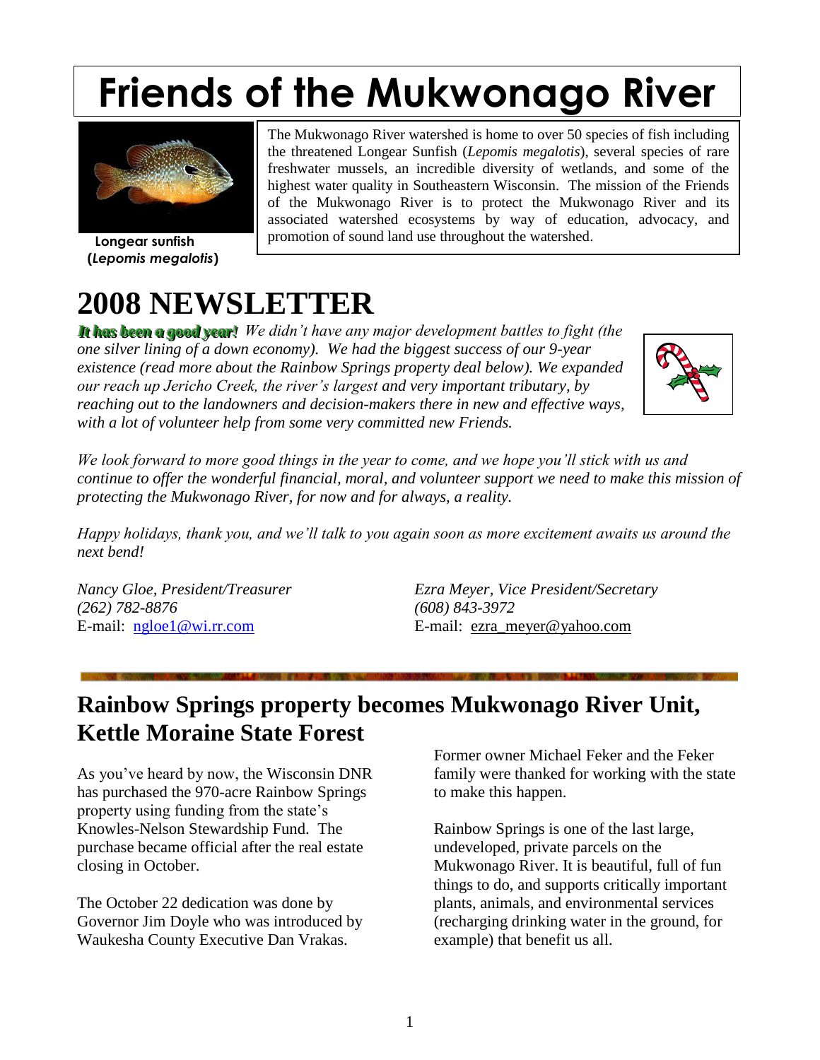# Friends of the Mukwonago River

**Longear sunfish (*Lepomis megalotis*)**

The Mukwonago River watershed is home to over 50 species of fish including the threatened Longear Sunfish (*Lepomis megalotis*), several species of rare freshwater mussels, an incredible diversity of wetlands, and some of the highest water quality in Southeastern Wisconsin. The mission of the Friends of the Mukwonago River is to protect the Mukwonago River and its associated watershed ecosystems by way of education, advocacy, and promotion of sound land use throughout the watershed.

# 2008 NEWSLETTER

***It has been a good year!*** *We didn't have any major development battles to fight (the one silver lining of a down economy). We had the biggest success of our 9-year existence (read more about the Rainbow Springs property deal below). We expanded our reach up Jericho Creek, the river's largest and very important tributary, by reaching out to the landowners and decision-makers there in new and effective ways, with a lot of volunteer help from some very committed new Friends.*

*We look forward to more good things in the year to come, and we hope you'll stick with us and continue to offer the wonderful financial, moral, and volunteer support we need to make this mission of protecting the Mukwonago River, for now and for always, a reality.*

*Happy holidays, thank you, and we'll talk to you again soon as more excitement awaits us around the next bend!*

*Nancy Gloe, President/Treasurer*
*(262) 782-8876*
E-mail: ngloe1@wi.rr.com

*Ezra Meyer, Vice President/Secretary*
*(608) 843-3972*
E-mail: ezra_meyer@yahoo.com

## Rainbow Springs property becomes Mukwonago River Unit, Kettle Moraine State Forest

As you've heard by now, the Wisconsin DNR has purchased the 970-acre Rainbow Springs property using funding from the state's Knowles-Nelson Stewardship Fund. The purchase became official after the real estate closing in October.

The October 22 dedication was done by Governor Jim Doyle who was introduced by Waukesha County Executive Dan Vrakas.

Former owner Michael Feker and the Feker family were thanked for working with the state to make this happen.

Rainbow Springs is one of the last large, undeveloped, private parcels on the Mukwonago River. It is beautiful, full of fun things to do, and supports critically important plants, animals, and environmental services (recharging drinking water in the ground, for example) that benefit us all.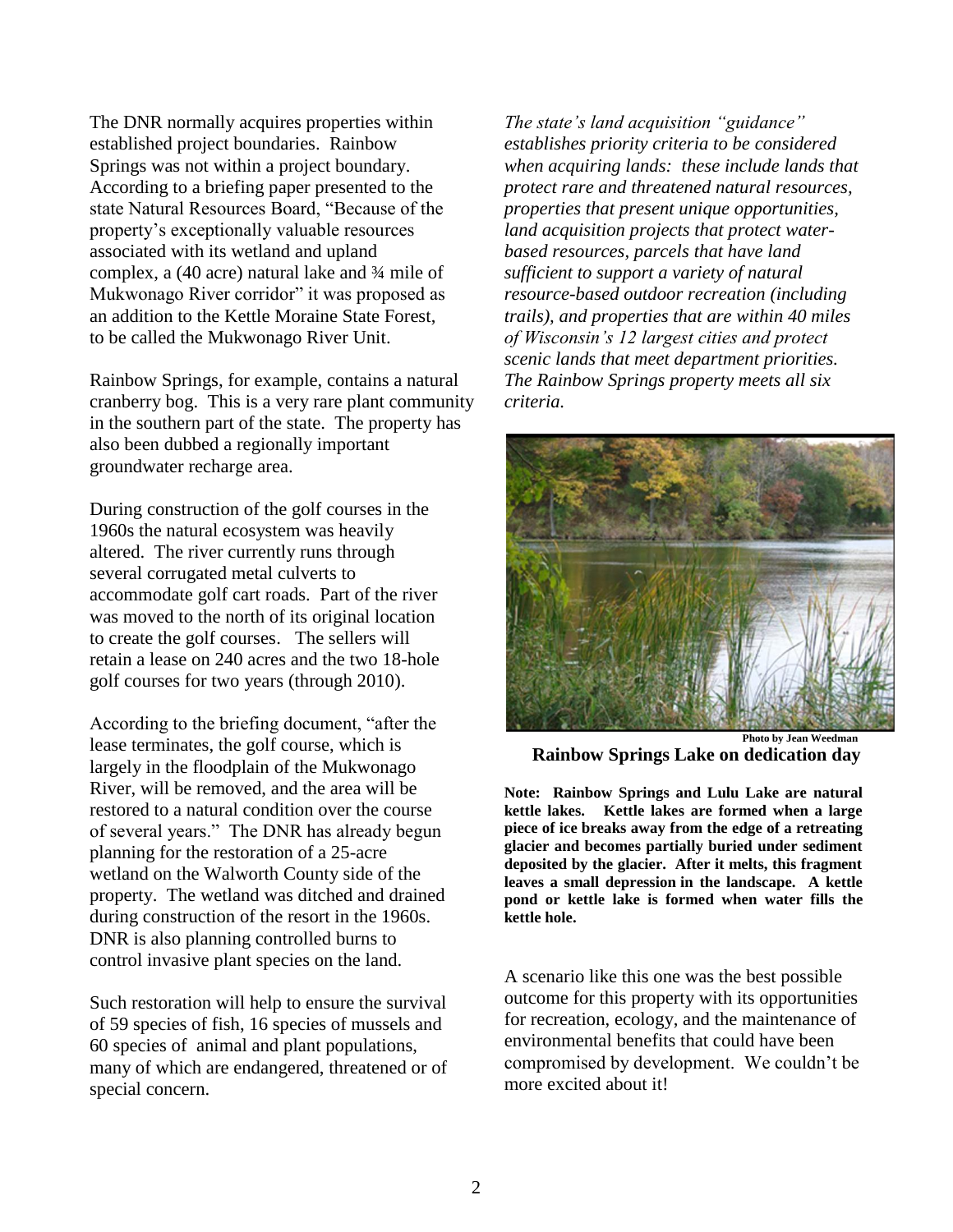The DNR normally acquires properties within established project boundaries. Rainbow Springs was not within a project boundary. According to a briefing paper presented to the state Natural Resources Board, "Because of the property's exceptionally valuable resources associated with its wetland and upland complex, a (40 acre) natural lake and ¾ mile of Mukwonago River corridor" it was proposed as an addition to the Kettle Moraine State Forest, to be called the Mukwonago River Unit.

Rainbow Springs, for example, contains a natural cranberry bog. This is a very rare plant community in the southern part of the state. The property has also been dubbed a regionally important groundwater recharge area.

During construction of the golf courses in the 1960s the natural ecosystem was heavily altered. The river currently runs through several corrugated metal culverts to accommodate golf cart roads. Part of the river was moved to the north of its original location to create the golf courses. The sellers will retain a lease on 240 acres and the two 18-hole golf courses for two years (through 2010).

According to the briefing document, "after the lease terminates, the golf course, which is largely in the floodplain of the Mukwonago River, will be removed, and the area will be restored to a natural condition over the course of several years." The DNR has already begun planning for the restoration of a 25-acre wetland on the Walworth County side of the property. The wetland was ditched and drained during construction of the resort in the 1960s. DNR is also planning controlled burns to control invasive plant species on the land.

Such restoration will help to ensure the survival of 59 species of fish, 16 species of mussels and 60 species of animal and plant populations, many of which are endangered, threatened or of special concern.

*The state's land acquisition "guidance" establishes priority criteria to be considered when acquiring lands: these include lands that protect rare and threatened natural resources, properties that present unique opportunities, land acquisition projects that protect water-based resources, parcels that have land sufficient to support a variety of natural resource-based outdoor recreation (including trails), and properties that are within 40 miles of Wisconsin's 12 largest cities and protect scenic lands that meet department priorities. The Rainbow Springs property meets all six criteria.*

**Photo by Jean Weedman**

**Rainbow Springs Lake on dedication day**

**Note: Rainbow Springs and Lulu Lake are natural kettle lakes. Kettle lakes are formed when a large piece of ice breaks away from the edge of a retreating glacier and becomes partially buried under sediment deposited by the glacier. After it melts, this fragment leaves a small depression in the landscape. A kettle pond or kettle lake is formed when water fills the kettle hole.**

A scenario like this one was the best possible outcome for this property with its opportunities for recreation, ecology, and the maintenance of environmental benefits that could have been compromised by development. We couldn't be more excited about it!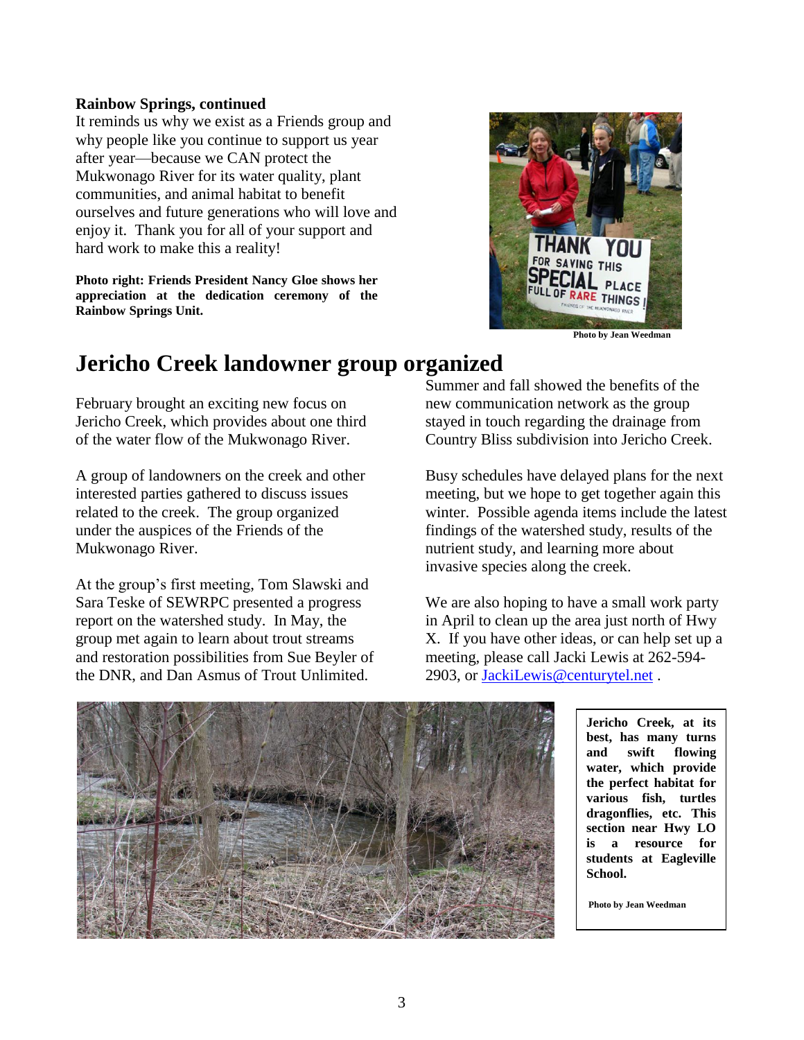**Rainbow Springs, continued**

It reminds us why we exist as a Friends group and why people like you continue to support us year after year—because we CAN protect the Mukwonago River for its water quality, plant communities, and animal habitat to benefit ourselves and future generations who will love and enjoy it. Thank you for all of your support and hard work to make this a reality!

**Photo right: Friends President Nancy Gloe shows her appreciation at the dedication ceremony of the Rainbow Springs Unit.**

**Photo by Jean Weedman**

# Jericho Creek landowner group organized

February brought an exciting new focus on Jericho Creek, which provides about one third of the water flow of the Mukwonago River.

A group of landowners on the creek and other interested parties gathered to discuss issues related to the creek. The group organized under the auspices of the Friends of the Mukwonago River.

At the group's first meeting, Tom Slawski and Sara Teske of SEWRPC presented a progress report on the watershed study. In May, the group met again to learn about trout streams and restoration possibilities from Sue Beyler of the DNR, and Dan Asmus of Trout Unlimited.

Summer and fall showed the benefits of the new communication network as the group stayed in touch regarding the drainage from Country Bliss subdivision into Jericho Creek.

Busy schedules have delayed plans for the next meeting, but we hope to get together again this winter. Possible agenda items include the latest findings of the watershed study, results of the nutrient study, and learning more about invasive species along the creek.

We are also hoping to have a small work party in April to clean up the area just north of Hwy X. If you have other ideas, or can help set up a meeting, please call Jacki Lewis at 262-594-2903, or JackiLewis@centurytel.net .

**Jericho Creek, at its best, has many turns and swift flowing water, which provide the perfect habitat for various fish, turtles dragonflies, etc. This section near Hwy LO is a resource for students at Eagleville School.**

**Photo by Jean Weedman**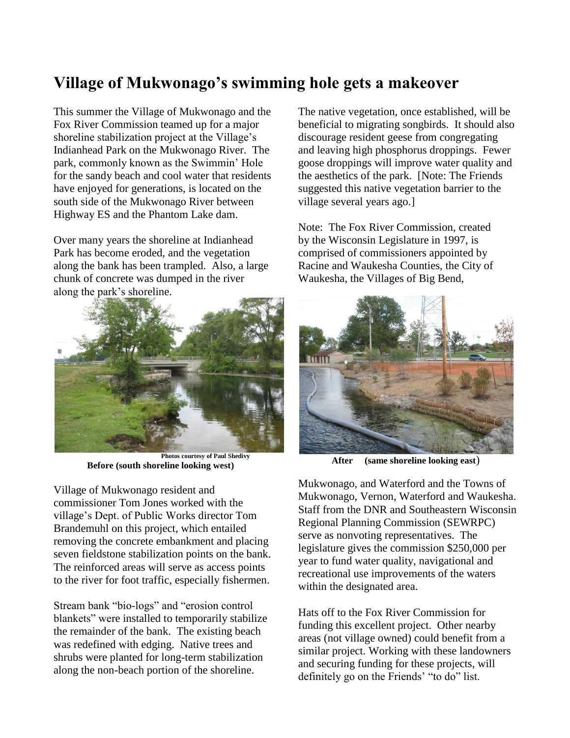# Village of Mukwonago's swimming hole gets a makeover

This summer the Village of Mukwonago and the Fox River Commission teamed up for a major shoreline stabilization project at the Village's Indianhead Park on the Mukwonago River. The park, commonly known as the Swimmin' Hole for the sandy beach and cool water that residents have enjoyed for generations, is located on the south side of the Mukwonago River between Highway ES and the Phantom Lake dam.

Over many years the shoreline at Indianhead Park has become eroded, and the vegetation along the bank has been trampled. Also, a large chunk of concrete was dumped in the river along the park's shoreline.

Photos courtesy of Paul Shedivy

**Before (south shoreline looking west)**

**After (same shoreline looking east)**

Village of Mukwonago resident and commissioner Tom Jones worked with the village's Dept. of Public Works director Tom Brandemuhl on this project, which entailed removing the concrete embankment and placing seven fieldstone stabilization points on the bank. The reinforced areas will serve as access points to the river for foot traffic, especially fishermen.

Stream bank "bio-logs" and "erosion control blankets" were installed to temporarily stabilize the remainder of the bank. The existing beach was redefined with edging. Native trees and shrubs were planted for long-term stabilization along the non-beach portion of the shoreline.

The native vegetation, once established, will be beneficial to migrating songbirds. It should also discourage resident geese from congregating and leaving high phosphorus droppings. Fewer goose droppings will improve water quality and the aesthetics of the park. [Note: The Friends suggested this native vegetation barrier to the village several years ago.]

Note: The Fox River Commission, created by the Wisconsin Legislature in 1997, is comprised of commissioners appointed by Racine and Waukesha Counties, the City of Waukesha, the Villages of Big Bend, Mukwonago, and Waterford and the Towns of Mukwonago, Vernon, Waterford and Waukesha. Staff from the DNR and Southeastern Wisconsin Regional Planning Commission (SEWRPC) serve as nonvoting representatives. The legislature gives the commission $250,000 per year to fund water quality, navigational and recreational use improvements of the waters within the designated area.

Hats off to the Fox River Commission for funding this excellent project. Other nearby areas (not village owned) could benefit from a similar project. Working with these landowners and securing funding for these projects, will definitely go on the Friends' "to do" list.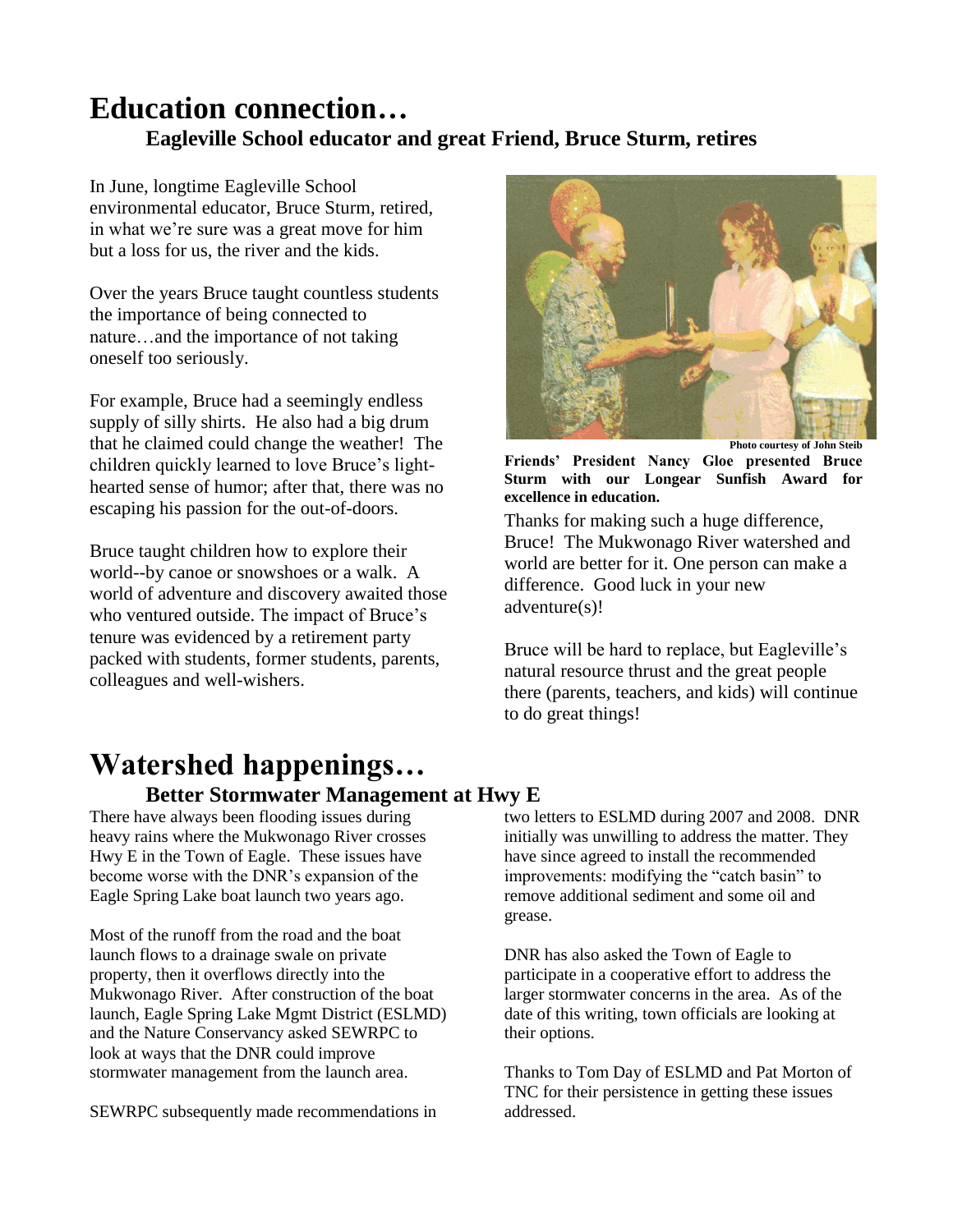# Education connection…

### Eagleville School educator and great Friend, Bruce Sturm, retires

In June, longtime Eagleville School environmental educator, Bruce Sturm, retired, in what we're sure was a great move for him but a loss for us, the river and the kids.

Over the years Bruce taught countless students the importance of being connected to nature…and the importance of not taking oneself too seriously.

For example, Bruce had a seemingly endless supply of silly shirts. He also had a big drum that he claimed could change the weather! The children quickly learned to love Bruce's light-hearted sense of humor; after that, there was no escaping his passion for the out-of-doors.

Bruce taught children how to explore their world--by canoe or snowshoes or a walk. A world of adventure and discovery awaited those who ventured outside. The impact of Bruce's tenure was evidenced by a retirement party packed with students, former students, parents, colleagues and well-wishers.

**Photo courtesy of John Steib**

**Friends' President Nancy Gloe presented Bruce Sturm with our Longear Sunfish Award for excellence in education.**

Thanks for making such a huge difference, Bruce! The Mukwonago River watershed and world are better for it. One person can make a difference. Good luck in your new adventure(s)!

Bruce will be hard to replace, but Eagleville's natural resource thrust and the great people there (parents, teachers, and kids) will continue to do great things!

# Watershed happenings…

### Better Stormwater Management at Hwy E

There have always been flooding issues during heavy rains where the Mukwonago River crosses Hwy E in the Town of Eagle. These issues have become worse with the DNR's expansion of the Eagle Spring Lake boat launch two years ago.

Most of the runoff from the road and the boat launch flows to a drainage swale on private property, then it overflows directly into the Mukwonago River. After construction of the boat launch, Eagle Spring Lake Mgmt District (ESLMD) and the Nature Conservancy asked SEWRPC to look at ways that the DNR could improve stormwater management from the launch area.

SEWRPC subsequently made recommendations in two letters to ESLMD during 2007 and 2008. DNR initially was unwilling to address the matter. They have since agreed to install the recommended improvements: modifying the "catch basin" to remove additional sediment and some oil and grease.

DNR has also asked the Town of Eagle to participate in a cooperative effort to address the larger stormwater concerns in the area. As of the date of this writing, town officials are looking at their options.

Thanks to Tom Day of ESLMD and Pat Morton of TNC for their persistence in getting these issues addressed.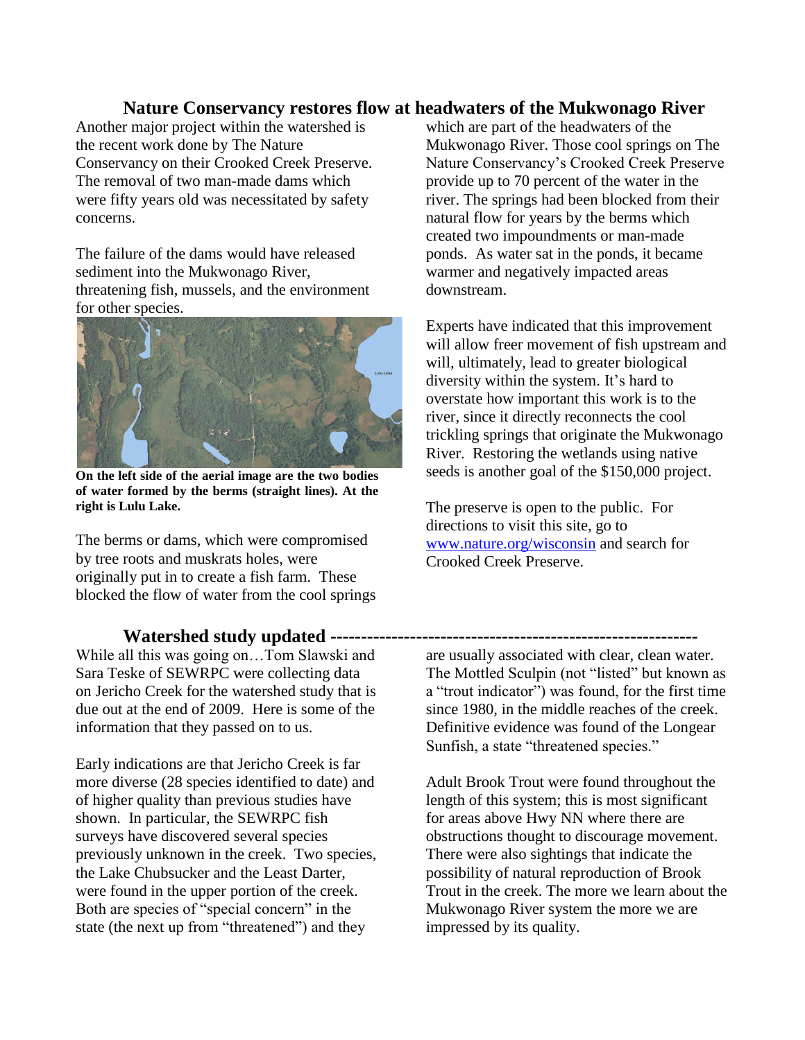## Nature Conservancy restores flow at headwaters of the Mukwonago River

Another major project within the watershed is the recent work done by The Nature Conservancy on their Crooked Creek Preserve. The removal of two man-made dams which were fifty years old was necessitated by safety concerns.

The failure of the dams would have released sediment into the Mukwonago River, threatening fish, mussels, and the environment for other species.

**On the left side of the aerial image are the two bodies of water formed by the berms (straight lines). At the right is Lulu Lake.**

The berms or dams, which were compromised by tree roots and muskrats holes, were originally put in to create a fish farm. These blocked the flow of water from the cool springs which are part of the headwaters of the Mukwonago River. Those cool springs on The Nature Conservancy's Crooked Creek Preserve provide up to 70 percent of the water in the river. The springs had been blocked from their natural flow for years by the berms which created two impoundments or man-made ponds. As water sat in the ponds, it became warmer and negatively impacted areas downstream.

Experts have indicated that this improvement will allow freer movement of fish upstream and will, ultimately, lead to greater biological diversity within the system. It's hard to overstate how important this work is to the river, since it directly reconnects the cool trickling springs that originate the Mukwonago River. Restoring the wetlands using native seeds is another goal of the $150,000 project.

The preserve is open to the public. For directions to visit this site, go to [www.nature.org/wisconsin](www.nature.org/wisconsin) and search for Crooked Creek Preserve.

## Watershed study updated

While all this was going on…Tom Slawski and Sara Teske of SEWRPC were collecting data on Jericho Creek for the watershed study that is due out at the end of 2009. Here is some of the information that they passed on to us.

Early indications are that Jericho Creek is far more diverse (28 species identified to date) and of higher quality than previous studies have shown. In particular, the SEWRPC fish surveys have discovered several species previously unknown in the creek. Two species, the Lake Chubsucker and the Least Darter, were found in the upper portion of the creek. Both are species of "special concern" in the state (the next up from "threatened") and they are usually associated with clear, clean water. The Mottled Sculpin (not "listed" but known as a "trout indicator") was found, for the first time since 1980, in the middle reaches of the creek. Definitive evidence was found of the Longear Sunfish, a state "threatened species."

Adult Brook Trout were found throughout the length of this system; this is most significant for areas above Hwy NN where there are obstructions thought to discourage movement. There were also sightings that indicate the possibility of natural reproduction of Brook Trout in the creek. The more we learn about the Mukwonago River system the more we are impressed by its quality.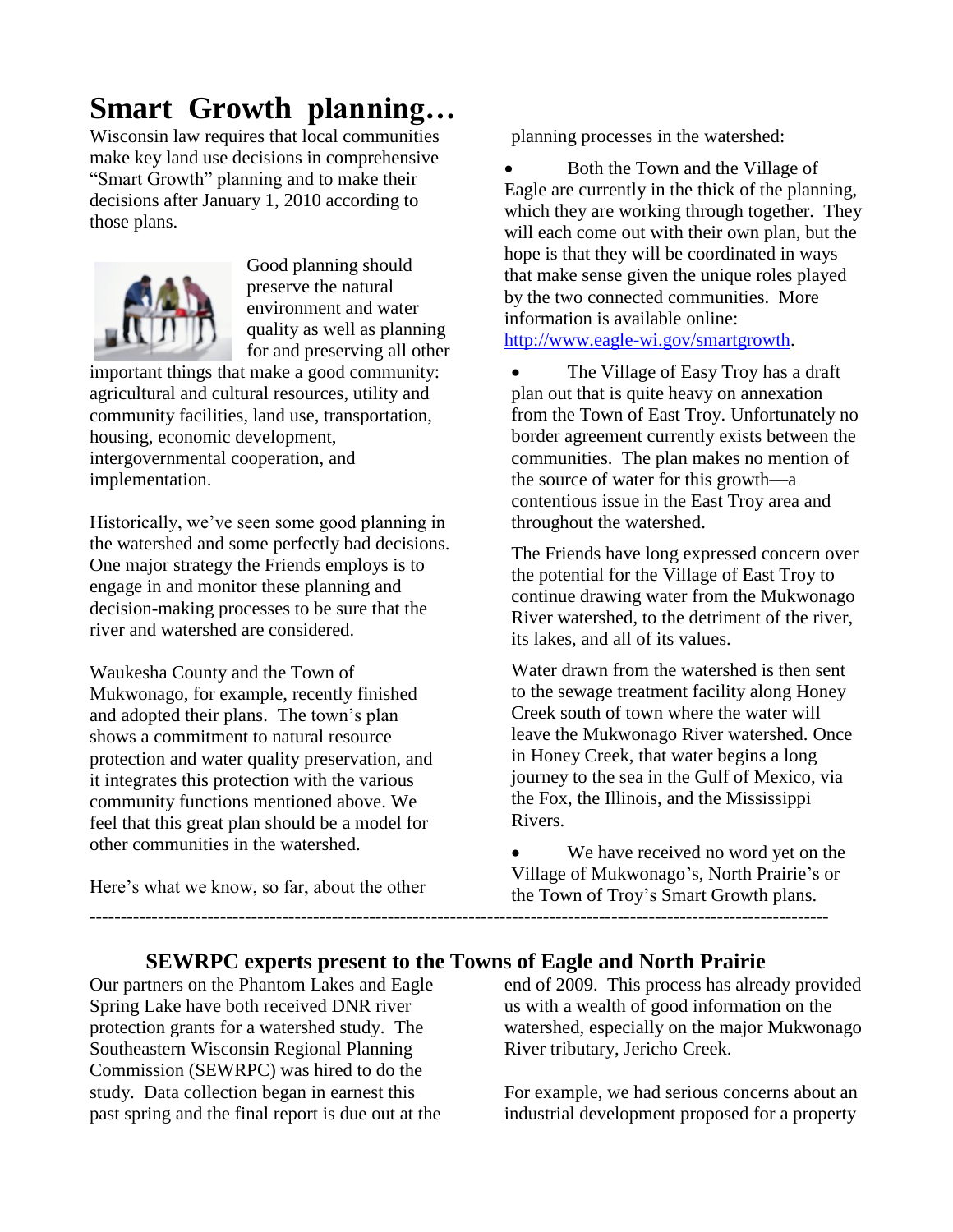# Smart Growth planning…

Wisconsin law requires that local communities make key land use decisions in comprehensive "Smart Growth" planning and to make their decisions after January 1, 2010 according to those plans.

Good planning should preserve the natural environment and water quality as well as planning for and preserving all other important things that make a good community: agricultural and cultural resources, utility and community facilities, land use, transportation, housing, economic development, intergovernmental cooperation, and implementation.

Historically, we've seen some good planning in the watershed and some perfectly bad decisions. One major strategy the Friends employs is to engage in and monitor these planning and decision-making processes to be sure that the river and watershed are considered.

Waukesha County and the Town of Mukwonago, for example, recently finished and adopted their plans. The town's plan shows a commitment to natural resource protection and water quality preservation, and it integrates this protection with the various community functions mentioned above. We feel that this great plan should be a model for other communities in the watershed.

Here's what we know, so far, about the other planning processes in the watershed:

- Both the Town and the Village of Eagle are currently in the thick of the planning, which they are working through together. They will each come out with their own plan, but the hope is that they will be coordinated in ways that make sense given the unique roles played by the two connected communities. More information is available online: http://www.eagle-wi.gov/smartgrowth.

- The Village of Easy Troy has a draft plan out that is quite heavy on annexation from the Town of East Troy. Unfortunately no border agreement currently exists between the communities. The plan makes no mention of the source of water for this growth—a contentious issue in the East Troy area and throughout the watershed.

The Friends have long expressed concern over the potential for the Village of East Troy to continue drawing water from the Mukwonago River watershed, to the detriment of the river, its lakes, and all of its values.

Water drawn from the watershed is then sent to the sewage treatment facility along Honey Creek south of town where the water will leave the Mukwonago River watershed. Once in Honey Creek, that water begins a long journey to the sea in the Gulf of Mexico, via the Fox, the Illinois, and the Mississippi Rivers.

- We have received no word yet on the Village of Mukwonago's, North Prairie's or the Town of Troy's Smart Growth plans.

---

## SEWRPC experts present to the Towns of Eagle and North Prairie

Our partners on the Phantom Lakes and Eagle Spring Lake have both received DNR river protection grants for a watershed study. The Southeastern Wisconsin Regional Planning Commission (SEWRPC) was hired to do the study. Data collection began in earnest this past spring and the final report is due out at the end of 2009. This process has already provided us with a wealth of good information on the watershed, especially on the major Mukwonago River tributary, Jericho Creek.

For example, we had serious concerns about an industrial development proposed for a property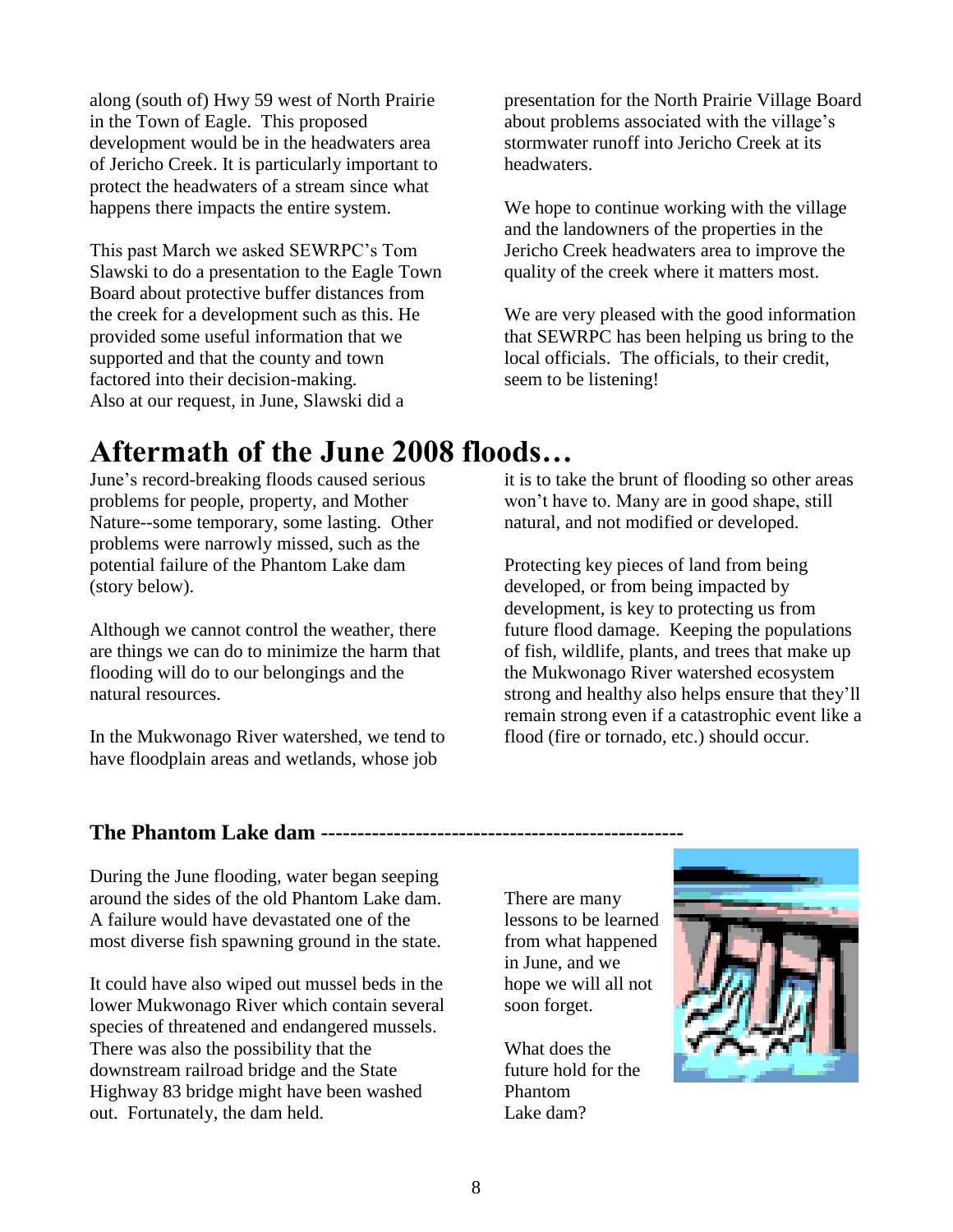along (south of) Hwy 59 west of North Prairie in the Town of Eagle. This proposed development would be in the headwaters area of Jericho Creek. It is particularly important to protect the headwaters of a stream since what happens there impacts the entire system.

This past March we asked SEWRPC's Tom Slawski to do a presentation to the Eagle Town Board about protective buffer distances from the creek for a development such as this. He provided some useful information that we supported and that the county and town factored into their decision-making. Also at our request, in June, Slawski did a presentation for the North Prairie Village Board about problems associated with the village's stormwater runoff into Jericho Creek at its headwaters.

We hope to continue working with the village and the landowners of the properties in the Jericho Creek headwaters area to improve the quality of the creek where it matters most.

We are very pleased with the good information that SEWRPC has been helping us bring to the local officials. The officials, to their credit, seem to be listening!

# Aftermath of the June 2008 floods…

June's record-breaking floods caused serious problems for people, property, and Mother Nature--some temporary, some lasting. Other problems were narrowly missed, such as the potential failure of the Phantom Lake dam (story below).

Although we cannot control the weather, there are things we can do to minimize the harm that flooding will do to our belongings and the natural resources.

In the Mukwonago River watershed, we tend to have floodplain areas and wetlands, whose job it is to take the brunt of flooding so other areas won't have to. Many are in good shape, still natural, and not modified or developed.

Protecting key pieces of land from being developed, or from being impacted by development, is key to protecting us from future flood damage. Keeping the populations of fish, wildlife, plants, and trees that make up the Mukwonago River watershed ecosystem strong and healthy also helps ensure that they'll remain strong even if a catastrophic event like a flood (fire or tornado, etc.) should occur.

## The Phantom Lake dam -------------------------------------------------

During the June flooding, water began seeping around the sides of the old Phantom Lake dam. A failure would have devastated one of the most diverse fish spawning ground in the state.

It could have also wiped out mussel beds in the lower Mukwonago River which contain several species of threatened and endangered mussels. There was also the possibility that the downstream railroad bridge and the State Highway 83 bridge might have been washed out. Fortunately, the dam held.

There are many lessons to be learned from what happened in June, and we hope we will all not soon forget.

What does the future hold for the Phantom Lake dam?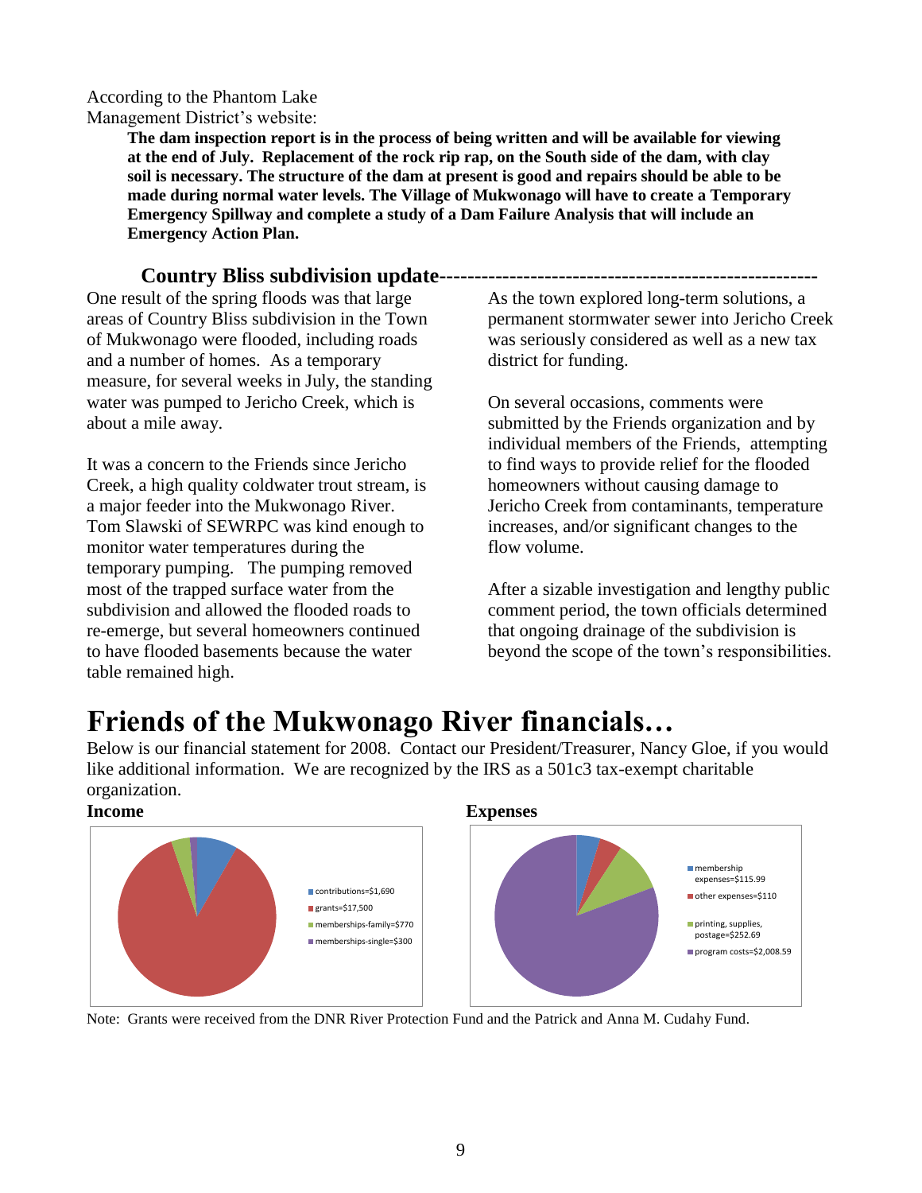According to the Phantom Lake Management District's website:

> **The dam inspection report is in the process of being written and will be available for viewing at the end of July. Replacement of the rock rip rap, on the South side of the dam, with clay soil is necessary. The structure of the dam at present is good and repairs should be able to be made during normal water levels. The Village of Mukwonago will have to create a Temporary Emergency Spillway and complete a study of a Dam Failure Analysis that will include an Emergency Action Plan.**

### Country Bliss subdivision update

One result of the spring floods was that large areas of Country Bliss subdivision in the Town of Mukwonago were flooded, including roads and a number of homes. As a temporary measure, for several weeks in July, the standing water was pumped to Jericho Creek, which is about a mile away.

It was a concern to the Friends since Jericho Creek, a high quality coldwater trout stream, is a major feeder into the Mukwonago River. Tom Slawski of SEWRPC was kind enough to monitor water temperatures during the temporary pumping. The pumping removed most of the trapped surface water from the subdivision and allowed the flooded roads to re-emerge, but several homeowners continued to have flooded basements because the water table remained high.

As the town explored long-term solutions, a permanent stormwater sewer into Jericho Creek was seriously considered as well as a new tax district for funding.

On several occasions, comments were submitted by the Friends organization and by individual members of the Friends, attempting to find ways to provide relief for the flooded homeowners without causing damage to Jericho Creek from contaminants, temperature increases, and/or significant changes to the flow volume.

After a sizable investigation and lengthy public comment period, the town officials determined that ongoing drainage of the subdivision is beyond the scope of the town's responsibilities.

# Friends of the Mukwonago River financials…

Below is our financial statement for 2008. Contact our President/Treasurer, Nancy Gloe, if you would like additional information. We are recognized by the IRS as a 501c3 tax-exempt charitable organization.

**Income**

- contributions=$1,690
- grants=$17,500
- memberships-family=$770
- memberships-single=$300

**Expenses**

- membership expenses=$115.99
- other expenses=$110
- printing, supplies, postage=$252.69
- program costs=$2,008.59

Note: Grants were received from the DNR River Protection Fund and the Patrick and Anna M. Cudahy Fund.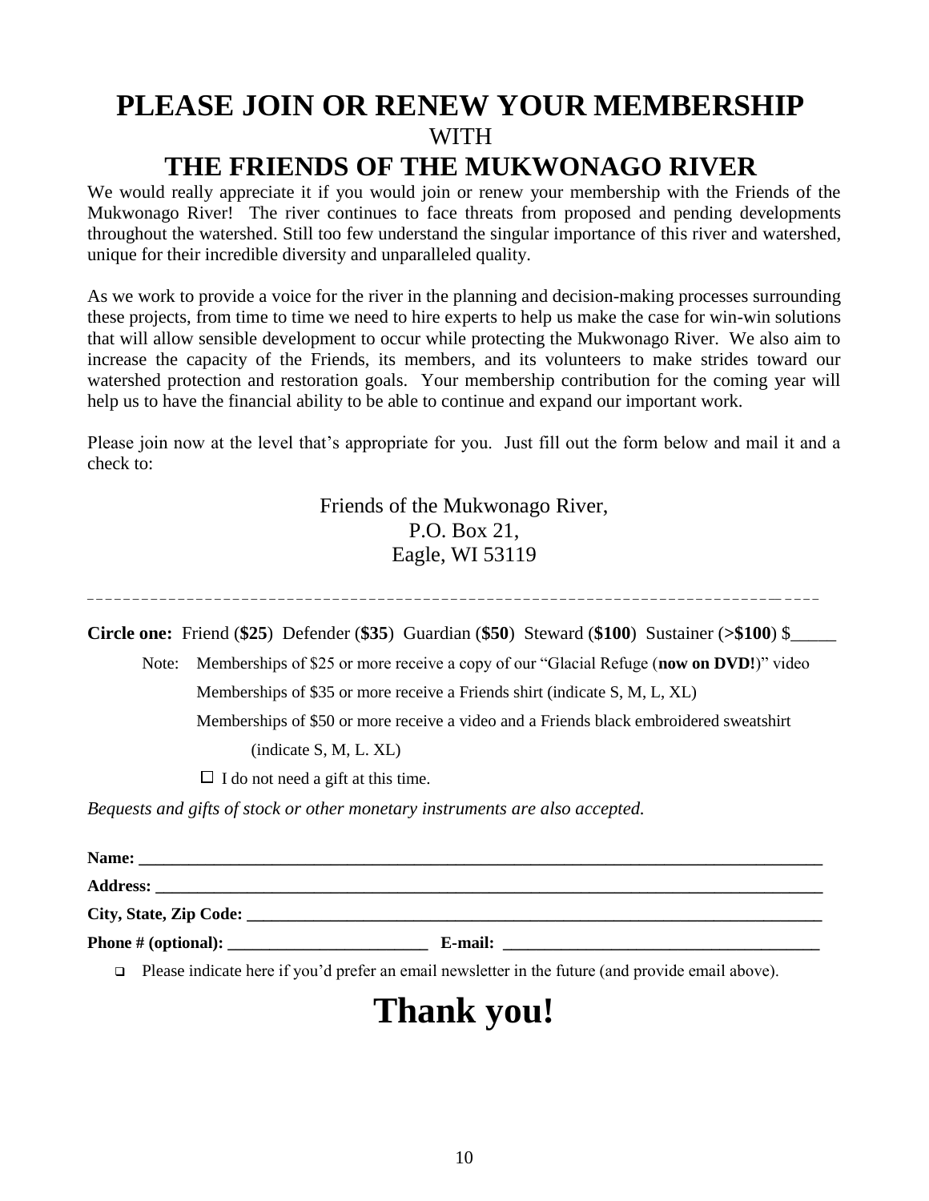# PLEASE JOIN OR RENEW YOUR MEMBERSHIP
WITH
# THE FRIENDS OF THE MUKWONAGO RIVER

We would really appreciate it if you would join or renew your membership with the Friends of the Mukwonago River! The river continues to face threats from proposed and pending developments throughout the watershed. Still too few understand the singular importance of this river and watershed, unique for their incredible diversity and unparalleled quality.

As we work to provide a voice for the river in the planning and decision-making processes surrounding these projects, from time to time we need to hire experts to help us make the case for win-win solutions that will allow sensible development to occur while protecting the Mukwonago River. We also aim to increase the capacity of the Friends, its members, and its volunteers to make strides toward our watershed protection and restoration goals. Your membership contribution for the coming year will help us to have the financial ability to be able to continue and expand our important work.

Please join now at the level that's appropriate for you. Just fill out the form below and mail it and a check to:

Friends of the Mukwonago River,
P.O. Box 21,
Eagle, WI 53119

---

**Circle one:** Friend (**$25**) Defender (**$35**) Guardian (**$50**) Steward (**$100**) Sustainer (**>$100**) $_____

Note: Memberships of $25 or more receive a copy of our "Glacial Refuge (**now on DVD!**)" video
Memberships of $35 or more receive a Friends shirt (indicate S, M, L, XL)
Memberships of $50 or more receive a video and a Friends black embroidered sweatshirt (indicate S, M, L. XL)

☐ I do not need a gift at this time.

*Bequests and gifts of stock or other monetary instruments are also accepted.*

**Name:** ______________________________________________

**Address:** ______________________________________________

**City, State, Zip Code:** ______________________________________________

**Phone # (optional):** ________________________ **E-mail:** ________________________

- ☐ Please indicate here if you'd prefer an email newsletter in the future (and provide email above).

# Thank you!